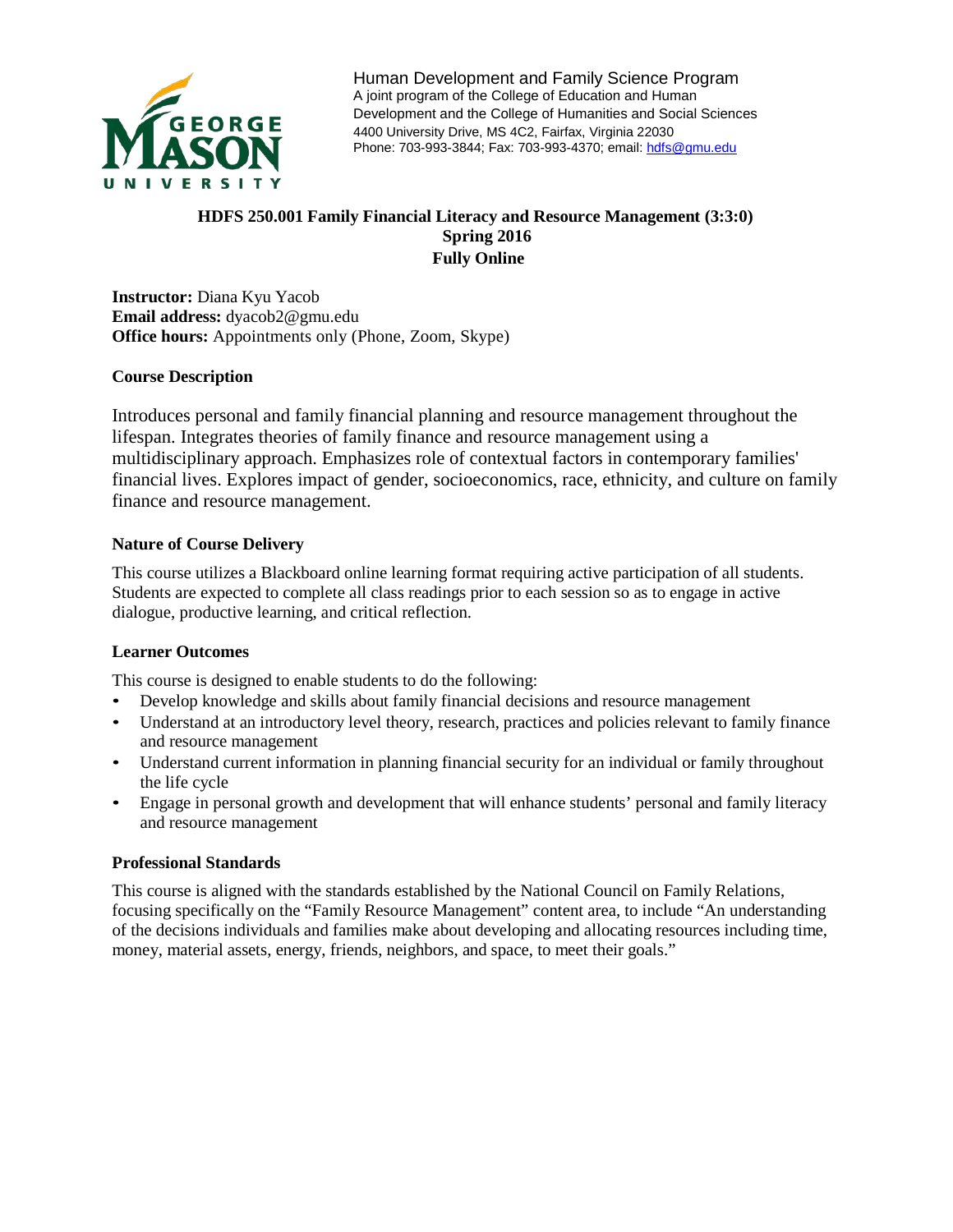Human Development and Family Science Program
A joint program of the College of Education and Human Development and the College of Humanities and Social Sciences
4400 University Drive, MS 4C2, Fairfax, Virginia 22030
Phone: 703-993-3844; Fax: 703-993-4370; email: hdfs@gmu.edu

# HDFS 250.001 Family Financial Literacy and Resource Management (3:3:0)
## Spring 2016
## Fully Online

**Instructor:** Diana Kyu Yacob
**Email address:** dyacob2@gmu.edu
**Office hours:** Appointments only (Phone, Zoom, Skype)

### Course Description

Introduces personal and family financial planning and resource management throughout the lifespan. Integrates theories of family finance and resource management using a multidisciplinary approach. Emphasizes role of contextual factors in contemporary families' financial lives. Explores impact of gender, socioeconomics, race, ethnicity, and culture on family finance and resource management.

### Nature of Course Delivery

This course utilizes a Blackboard online learning format requiring active participation of all students. Students are expected to complete all class readings prior to each session so as to engage in active dialogue, productive learning, and critical reflection.

### Learner Outcomes

This course is designed to enable students to do the following:

- Develop knowledge and skills about family financial decisions and resource management
- Understand at an introductory level theory, research, practices and policies relevant to family finance and resource management
- Understand current information in planning financial security for an individual or family throughout the life cycle
- Engage in personal growth and development that will enhance students' personal and family literacy and resource management

### Professional Standards

This course is aligned with the standards established by the National Council on Family Relations, focusing specifically on the "Family Resource Management" content area, to include "An understanding of the decisions individuals and families make about developing and allocating resources including time, money, material assets, energy, friends, neighbors, and space, to meet their goals."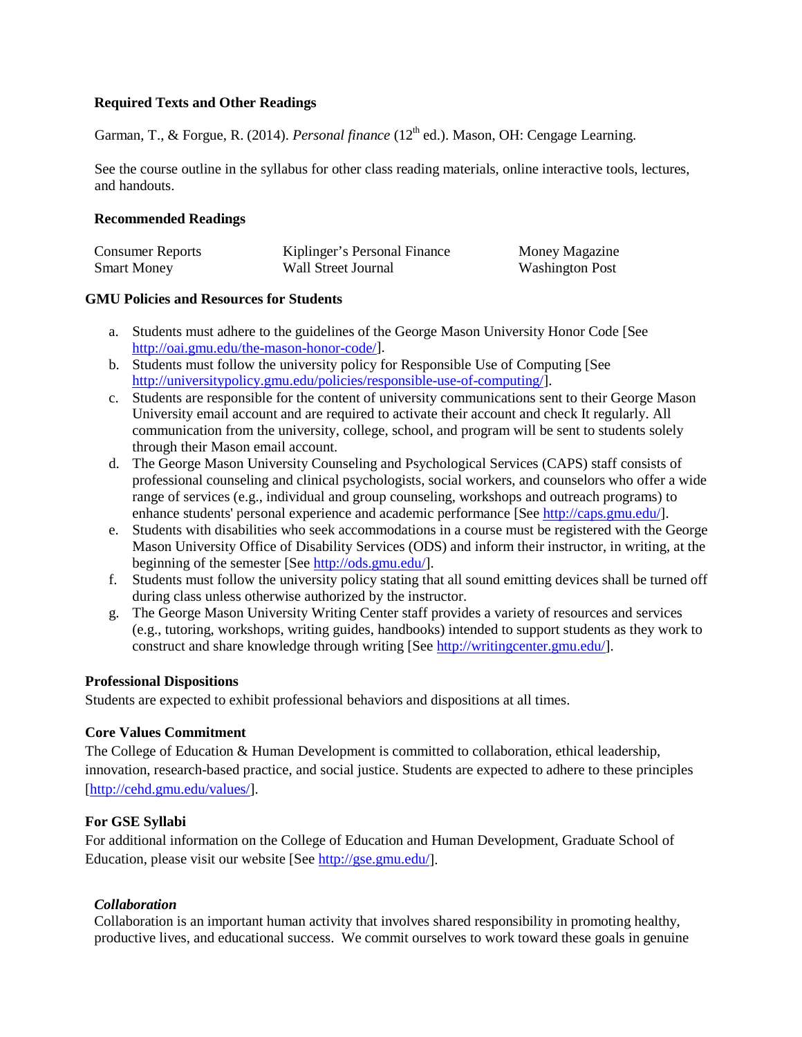**Required Texts and Other Readings**

Garman, T., & Forgue, R. (2014). *Personal finance* (12th ed.). Mason, OH: Cengage Learning.

See the course outline in the syllabus for other class reading materials, online interactive tools, lectures, and handouts.

**Recommended Readings**

| | | |
|---|---|---|
| Consumer Reports | Kiplinger's Personal Finance | Money Magazine |
| Smart Money | Wall Street Journal | Washington Post |

**GMU Policies and Resources for Students**

a. Students must adhere to the guidelines of the George Mason University Honor Code [See http://oai.gmu.edu/the-mason-honor-code/].
b. Students must follow the university policy for Responsible Use of Computing [See http://universitypolicy.gmu.edu/policies/responsible-use-of-computing/].
c. Students are responsible for the content of university communications sent to their George Mason University email account and are required to activate their account and check It regularly. All communication from the university, college, school, and program will be sent to students solely through their Mason email account.
d. The George Mason University Counseling and Psychological Services (CAPS) staff consists of professional counseling and clinical psychologists, social workers, and counselors who offer a wide range of services (e.g., individual and group counseling, workshops and outreach programs) to enhance students' personal experience and academic performance [See http://caps.gmu.edu/].
e. Students with disabilities who seek accommodations in a course must be registered with the George Mason University Office of Disability Services (ODS) and inform their instructor, in writing, at the beginning of the semester [See http://ods.gmu.edu/].
f. Students must follow the university policy stating that all sound emitting devices shall be turned off during class unless otherwise authorized by the instructor.
g. The George Mason University Writing Center staff provides a variety of resources and services (e.g., tutoring, workshops, writing guides, handbooks) intended to support students as they work to construct and share knowledge through writing [See http://writingcenter.gmu.edu/].

**Professional Dispositions**
Students are expected to exhibit professional behaviors and dispositions at all times.

**Core Values Commitment**
The College of Education & Human Development is committed to collaboration, ethical leadership, innovation, research-based practice, and social justice. Students are expected to adhere to these principles [http://cehd.gmu.edu/values/].

**For GSE Syllabi**
For additional information on the College of Education and Human Development, Graduate School of Education, please visit our website [See http://gse.gmu.edu/].

***Collaboration***
Collaboration is an important human activity that involves shared responsibility in promoting healthy, productive lives, and educational success. We commit ourselves to work toward these goals in genuine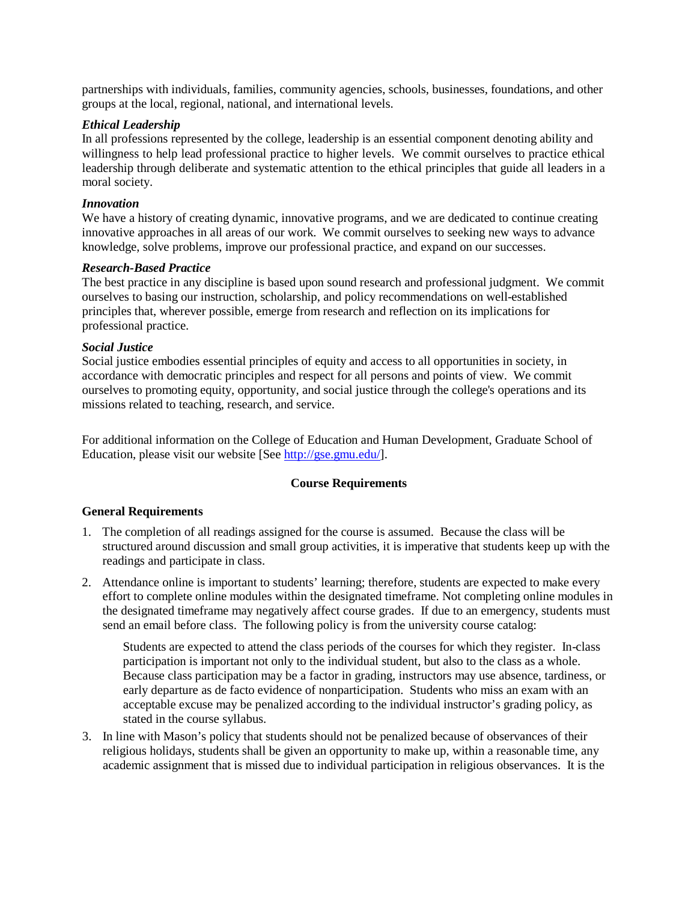partnerships with individuals, families, community agencies, schools, businesses, foundations, and other groups at the local, regional, national, and international levels.

***Ethical Leadership***
In all professions represented by the college, leadership is an essential component denoting ability and willingness to help lead professional practice to higher levels. We commit ourselves to practice ethical leadership through deliberate and systematic attention to the ethical principles that guide all leaders in a moral society.

***Innovation***
We have a history of creating dynamic, innovative programs, and we are dedicated to continue creating innovative approaches in all areas of our work. We commit ourselves to seeking new ways to advance knowledge, solve problems, improve our professional practice, and expand on our successes.

***Research-Based Practice***
The best practice in any discipline is based upon sound research and professional judgment. We commit ourselves to basing our instruction, scholarship, and policy recommendations on well-established principles that, wherever possible, emerge from research and reflection on its implications for professional practice.

***Social Justice***
Social justice embodies essential principles of equity and access to all opportunities in society, in accordance with democratic principles and respect for all persons and points of view. We commit ourselves to promoting equity, opportunity, and social justice through the college's operations and its missions related to teaching, research, and service.

For additional information on the College of Education and Human Development, Graduate School of Education, please visit our website [See http://gse.gmu.edu/].

## Course Requirements

### General Requirements

1. The completion of all readings assigned for the course is assumed. Because the class will be structured around discussion and small group activities, it is imperative that students keep up with the readings and participate in class.

2. Attendance online is important to students' learning; therefore, students are expected to make every effort to complete online modules within the designated timeframe. Not completing online modules in the designated timeframe may negatively affect course grades. If due to an emergency, students must send an email before class. The following policy is from the university course catalog:

   > Students are expected to attend the class periods of the courses for which they register. In-class participation is important not only to the individual student, but also to the class as a whole. Because class participation may be a factor in grading, instructors may use absence, tardiness, or early departure as de facto evidence of nonparticipation. Students who miss an exam with an acceptable excuse may be penalized according to the individual instructor's grading policy, as stated in the course syllabus.

3. In line with Mason's policy that students should not be penalized because of observances of their religious holidays, students shall be given an opportunity to make up, within a reasonable time, any academic assignment that is missed due to individual participation in religious observances. It is the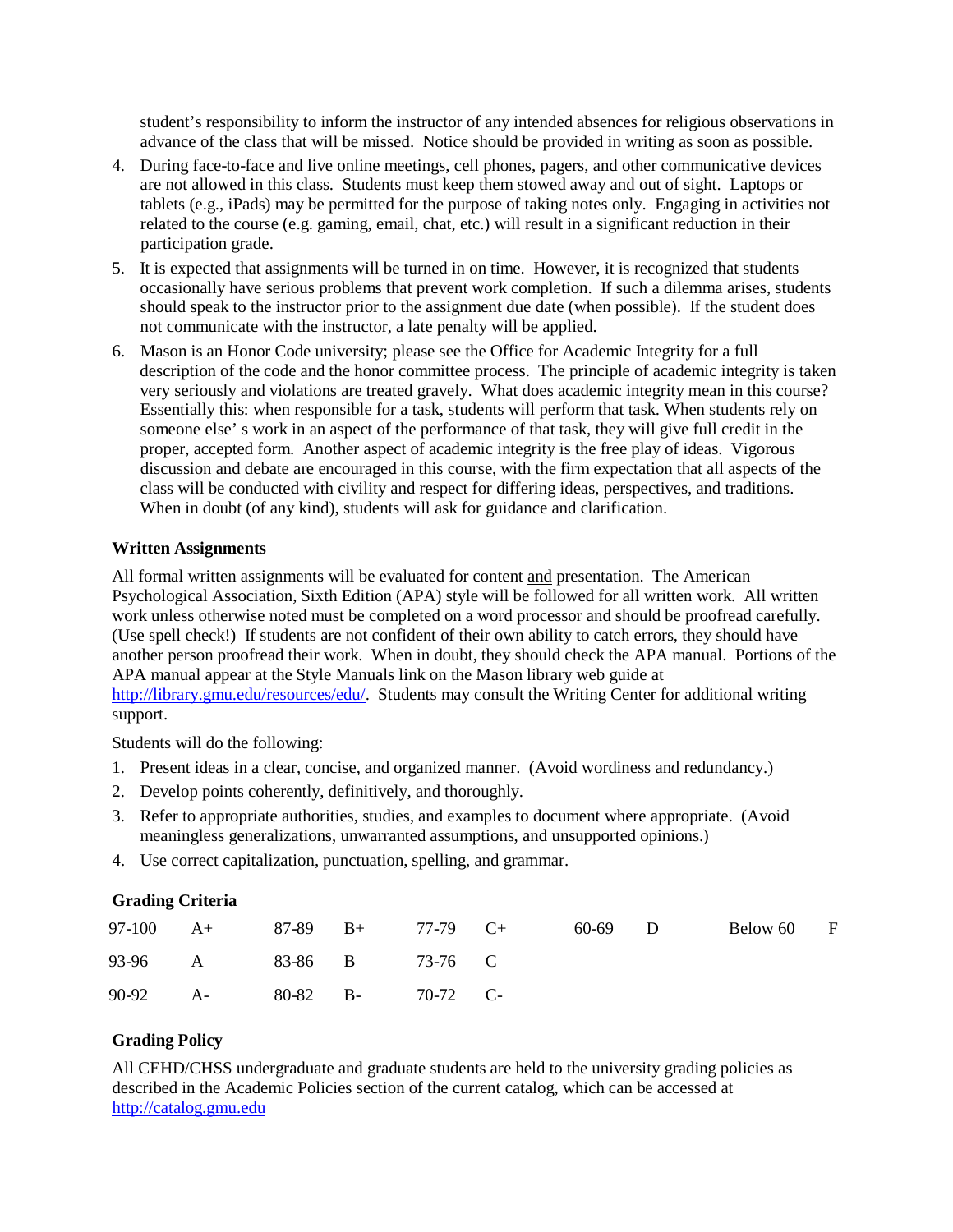student's responsibility to inform the instructor of any intended absences for religious observations in advance of the class that will be missed. Notice should be provided in writing as soon as possible.

4. During face-to-face and live online meetings, cell phones, pagers, and other communicative devices are not allowed in this class. Students must keep them stowed away and out of sight. Laptops or tablets (e.g., iPads) may be permitted for the purpose of taking notes only. Engaging in activities not related to the course (e.g. gaming, email, chat, etc.) will result in a significant reduction in their participation grade.
5. It is expected that assignments will be turned in on time. However, it is recognized that students occasionally have serious problems that prevent work completion. If such a dilemma arises, students should speak to the instructor prior to the assignment due date (when possible). If the student does not communicate with the instructor, a late penalty will be applied.
6. Mason is an Honor Code university; please see the Office for Academic Integrity for a full description of the code and the honor committee process. The principle of academic integrity is taken very seriously and violations are treated gravely. What does academic integrity mean in this course? Essentially this: when responsible for a task, students will perform that task. When students rely on someone else' s work in an aspect of the performance of that task, they will give full credit in the proper, accepted form. Another aspect of academic integrity is the free play of ideas. Vigorous discussion and debate are encouraged in this course, with the firm expectation that all aspects of the class will be conducted with civility and respect for differing ideas, perspectives, and traditions. When in doubt (of any kind), students will ask for guidance and clarification.

**Written Assignments**

All formal written assignments will be evaluated for content and presentation. The American Psychological Association, Sixth Edition (APA) style will be followed for all written work. All written work unless otherwise noted must be completed on a word processor and should be proofread carefully. (Use spell check!) If students are not confident of their own ability to catch errors, they should have another person proofread their work. When in doubt, they should check the APA manual. Portions of the APA manual appear at the Style Manuals link on the Mason library web guide at http://library.gmu.edu/resources/edu/. Students may consult the Writing Center for additional writing support.

Students will do the following:

1. Present ideas in a clear, concise, and organized manner. (Avoid wordiness and redundancy.)
2. Develop points coherently, definitively, and thoroughly.
3. Refer to appropriate authorities, studies, and examples to document where appropriate. (Avoid meaningless generalizations, unwarranted assumptions, and unsupported opinions.)
4. Use correct capitalization, punctuation, spelling, and grammar.

**Grading Criteria**

| | | | | | | | | | |
|---|---|---|---|---|---|---|---|---|---|
| 97-100 | A+ | 87-89 | B+ | 77-79 | C+ | 60-69 | D | Below 60 | F |
| 93-96 | A | 83-86 | B | 73-76 | C | | | | |
| 90-92 | A- | 80-82 | B- | 70-72 | C- | | | | |

**Grading Policy**

All CEHD/CHSS undergraduate and graduate students are held to the university grading policies as described in the Academic Policies section of the current catalog, which can be accessed at http://catalog.gmu.edu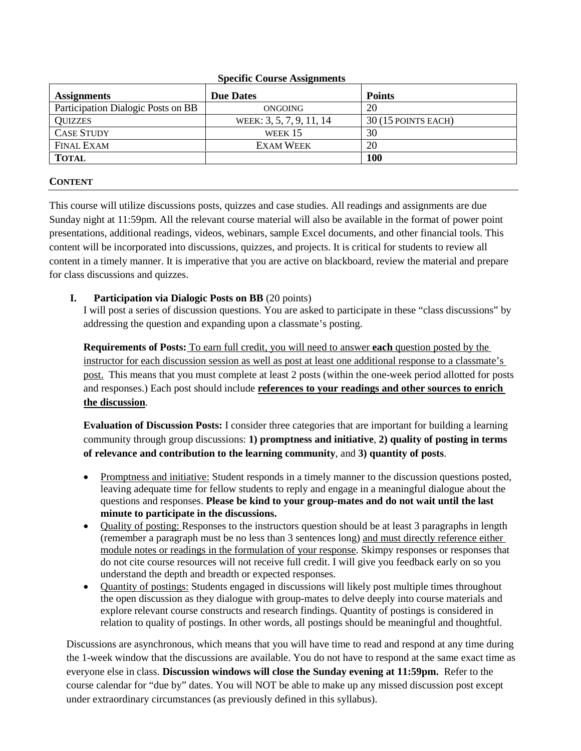**Specific Course Assignments**

| **Assignments** | **Due Dates** | **Points** |
|---|---|---|
| Participation Dialogic Posts on BB | ONGOING | 20 |
| QUIZZES | WEEK: 3, 5, 7, 9, 11, 14 | 30 (15 POINTS EACH) |
| CASE STUDY | WEEK 15 | 30 |
| FINAL EXAM | EXAM WEEK | 20 |
| **TOTAL** | | **100** |

## CONTENT

This course will utilize discussions posts, quizzes and case studies. All readings and assignments are due Sunday night at 11:59pm. All the relevant course material will also be available in the format of power point presentations, additional readings, videos, webinars, sample Excel documents, and other financial tools. This content will be incorporated into discussions, quizzes, and projects. It is critical for students to review all content in a timely manner. It is imperative that you are active on blackboard, review the material and prepare for class discussions and quizzes.

### I. Participation via Dialogic Posts on BB (20 points)

I will post a series of discussion questions. You are asked to participate in these "class discussions" by addressing the question and expanding upon a classmate's posting.

**Requirements of Posts:** To earn full credit, you will need to answer **each** question posted by the instructor for each discussion session as well as post at least one additional response to a classmate's post. This means that you must complete at least 2 posts (within the one-week period allotted for posts and responses.) Each post should include **references to your readings and other sources to enrich the discussion**.

**Evaluation of Discussion Posts:** I consider three categories that are important for building a learning community through group discussions: **1) promptness and initiative**, **2) quality of posting in terms of relevance and contribution to the learning community**, and **3) quantity of posts**.

- Promptness and initiative: Student responds in a timely manner to the discussion questions posted, leaving adequate time for fellow students to reply and engage in a meaningful dialogue about the questions and responses. **Please be kind to your group-mates and do not wait until the last minute to participate in the discussions.**
- Quality of posting: Responses to the instructors question should be at least 3 paragraphs in length (remember a paragraph must be no less than 3 sentences long) and must directly reference either module notes or readings in the formulation of your response. Skimpy responses or responses that do not cite course resources will not receive full credit. I will give you feedback early on so you understand the depth and breadth or expected responses.
- Quantity of postings: Students engaged in discussions will likely post multiple times throughout the open discussion as they dialogue with group-mates to delve deeply into course materials and explore relevant course constructs and research findings. Quantity of postings is considered in relation to quality of postings. In other words, all postings should be meaningful and thoughtful.

Discussions are asynchronous, which means that you will have time to read and respond at any time during the 1-week window that the discussions are available. You do not have to respond at the same exact time as everyone else in class. **Discussion windows will close the Sunday evening at 11:59pm.** Refer to the course calendar for "due by" dates. You will NOT be able to make up any missed discussion post except under extraordinary circumstances (as previously defined in this syllabus).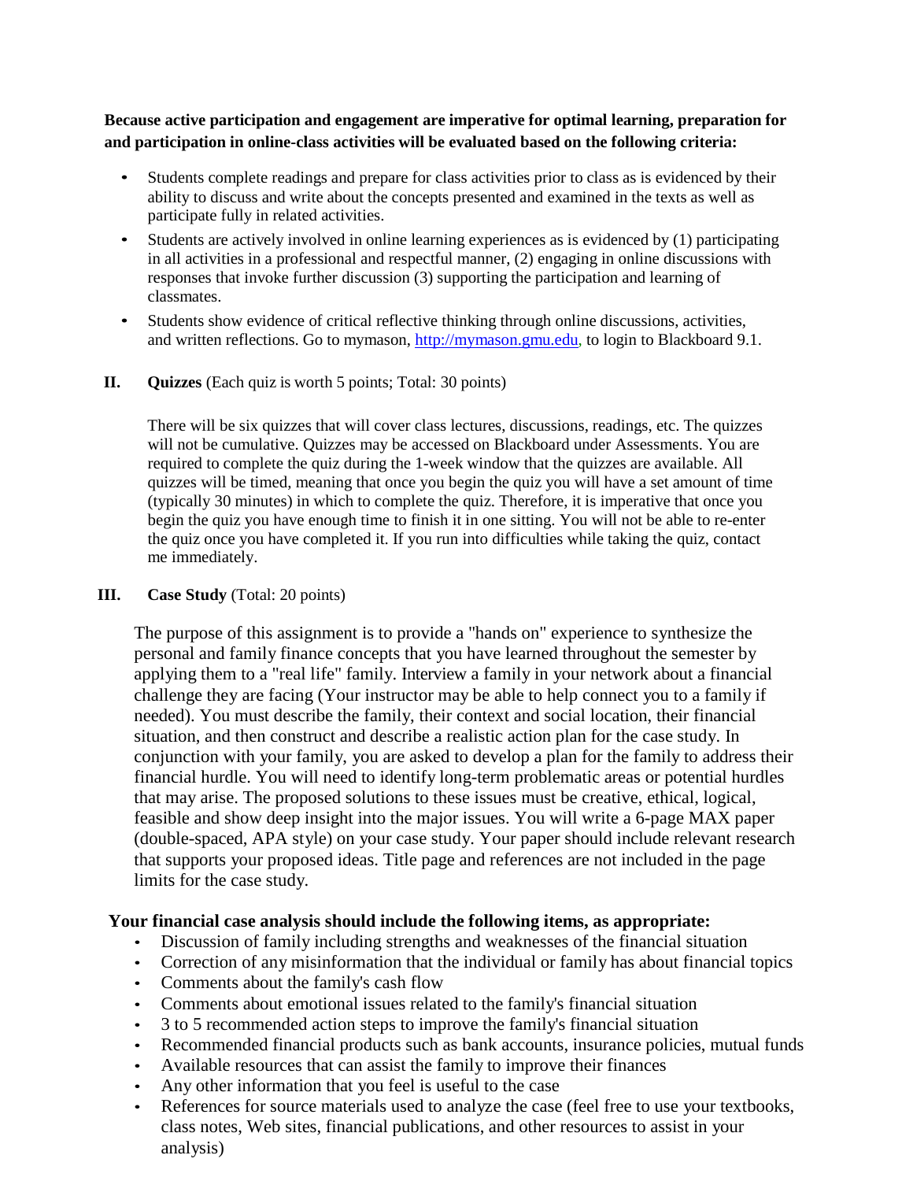**Because active participation and engagement are imperative for optimal learning, preparation for and participation in online-class activities will be evaluated based on the following criteria:**

- Students complete readings and prepare for class activities prior to class as is evidenced by their ability to discuss and write about the concepts presented and examined in the texts as well as participate fully in related activities.
- Students are actively involved in online learning experiences as is evidenced by (1) participating in all activities in a professional and respectful manner, (2) engaging in online discussions with responses that invoke further discussion (3) supporting the participation and learning of classmates.
- Students show evidence of critical reflective thinking through online discussions, activities, and written reflections. Go to mymason, http://mymason.gmu.edu, to login to Blackboard 9.1.

**II. Quizzes** (Each quiz is worth 5 points; Total: 30 points)

There will be six quizzes that will cover class lectures, discussions, readings, etc. The quizzes will not be cumulative. Quizzes may be accessed on Blackboard under Assessments. You are required to complete the quiz during the 1-week window that the quizzes are available. All quizzes will be timed, meaning that once you begin the quiz you will have a set amount of time (typically 30 minutes) in which to complete the quiz. Therefore, it is imperative that once you begin the quiz you have enough time to finish it in one sitting. You will not be able to re-enter the quiz once you have completed it. If you run into difficulties while taking the quiz, contact me immediately.

**III. Case Study** (Total: 20 points)

The purpose of this assignment is to provide a "hands on" experience to synthesize the personal and family finance concepts that you have learned throughout the semester by applying them to a "real life" family. Interview a family in your network about a financial challenge they are facing (Your instructor may be able to help connect you to a family if needed). You must describe the family, their context and social location, their financial situation, and then construct and describe a realistic action plan for the case study. In conjunction with your family, you are asked to develop a plan for the family to address their financial hurdle. You will need to identify long-term problematic areas or potential hurdles that may arise. The proposed solutions to these issues must be creative, ethical, logical, feasible and show deep insight into the major issues. You will write a 6-page MAX paper (double-spaced, APA style) on your case study. Your paper should include relevant research that supports your proposed ideas. Title page and references are not included in the page limits for the case study.

**Your financial case analysis should include the following items, as appropriate:**

- Discussion of family including strengths and weaknesses of the financial situation
- Correction of any misinformation that the individual or family has about financial topics
- Comments about the family's cash flow
- Comments about emotional issues related to the family's financial situation
- 3 to 5 recommended action steps to improve the family's financial situation
- Recommended financial products such as bank accounts, insurance policies, mutual funds
- Available resources that can assist the family to improve their finances
- Any other information that you feel is useful to the case
- References for source materials used to analyze the case (feel free to use your textbooks, class notes, Web sites, financial publications, and other resources to assist in your analysis)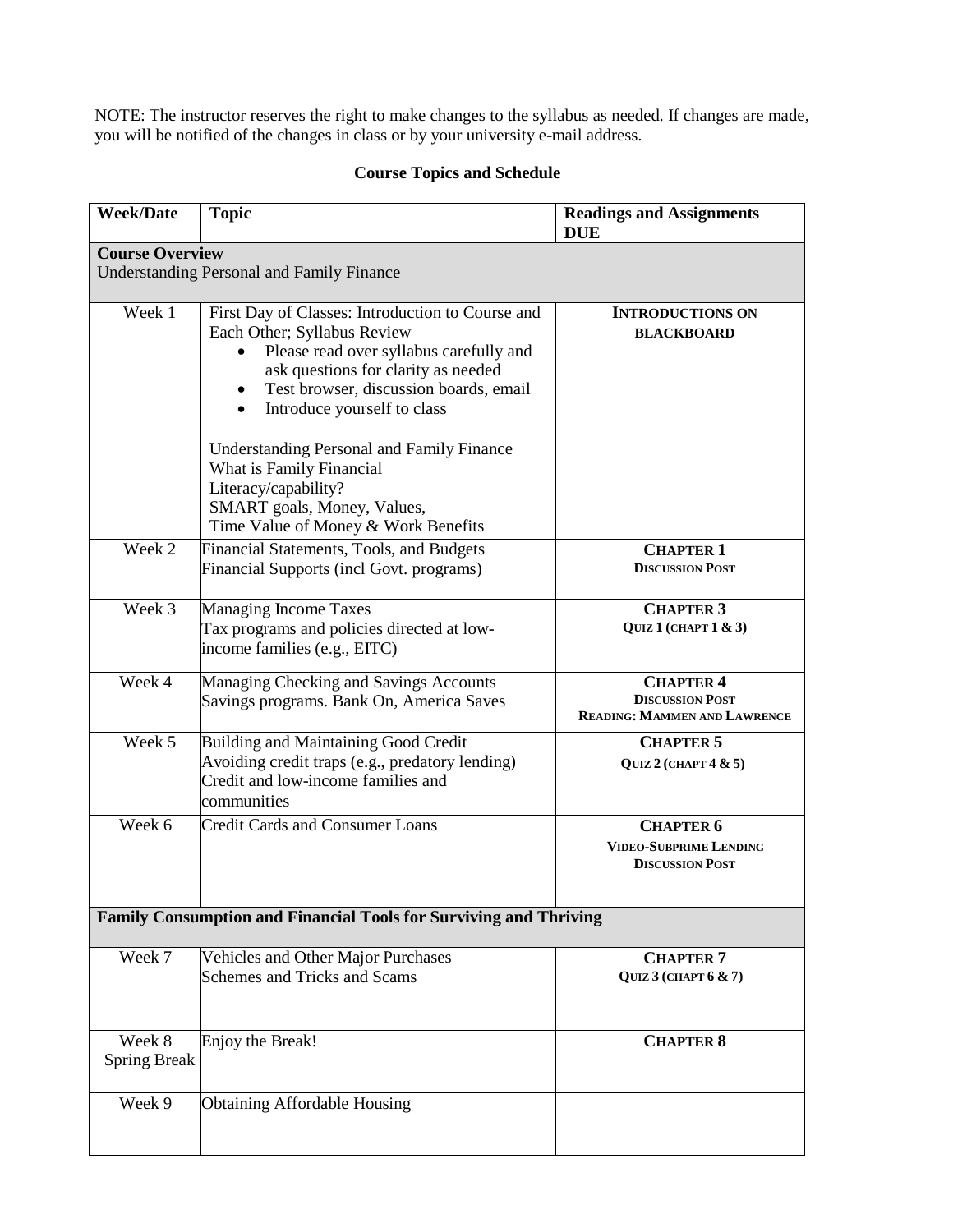NOTE: The instructor reserves the right to make changes to the syllabus as needed. If changes are made, you will be notified of the changes in class or by your university e-mail address.

## Course Topics and Schedule

| Week/Date | Topic | Readings and Assignments DUE |
|---|---|---|
| **Course Overview**<br>Understanding Personal and Family Finance | | |
| Week 1 | First Day of Classes: Introduction to Course and Each Other; Syllabus Review<br>• Please read over syllabus carefully and ask questions for clarity as needed<br>• Test browser, discussion boards, email<br>• Introduce yourself to class<br><br>Understanding Personal and Family Finance<br>What is Family Financial Literacy/capability?<br>SMART goals, Money, Values,<br>Time Value of Money & Work Benefits | **INTRODUCTIONS ON BLACKBOARD** |
| Week 2 | Financial Statements, Tools, and Budgets<br>Financial Supports (incl Govt. programs) | **CHAPTER 1**<br>**DISCUSSION POST** |
| Week 3 | Managing Income Taxes<br>Tax programs and policies directed at low-income families (e.g., EITC) | **CHAPTER 3**<br>**QUIZ 1 (CHAPT 1 & 3)** |
| Week 4 | Managing Checking and Savings Accounts<br>Savings programs. Bank On, America Saves | **CHAPTER 4**<br>**DISCUSSION POST**<br>**READING: MAMMEN AND LAWRENCE** |
| Week 5 | Building and Maintaining Good Credit<br>Avoiding credit traps (e.g., predatory lending)<br>Credit and low-income families and communities | **CHAPTER 5**<br>**QUIZ 2 (CHAPT 4 & 5)** |
| Week 6 | Credit Cards and Consumer Loans | **CHAPTER 6**<br>**VIDEO-SUBPRIME LENDING**<br>**DISCUSSION POST** |
| **Family Consumption and Financial Tools for Surviving and Thriving** | | |
| Week 7 | Vehicles and Other Major Purchases<br>Schemes and Tricks and Scams | **CHAPTER 7**<br>**QUIZ 3 (CHAPT 6 & 7)** |
| Week 8<br>Spring Break | Enjoy the Break! | **CHAPTER 8** |
| Week 9 | Obtaining Affordable Housing | |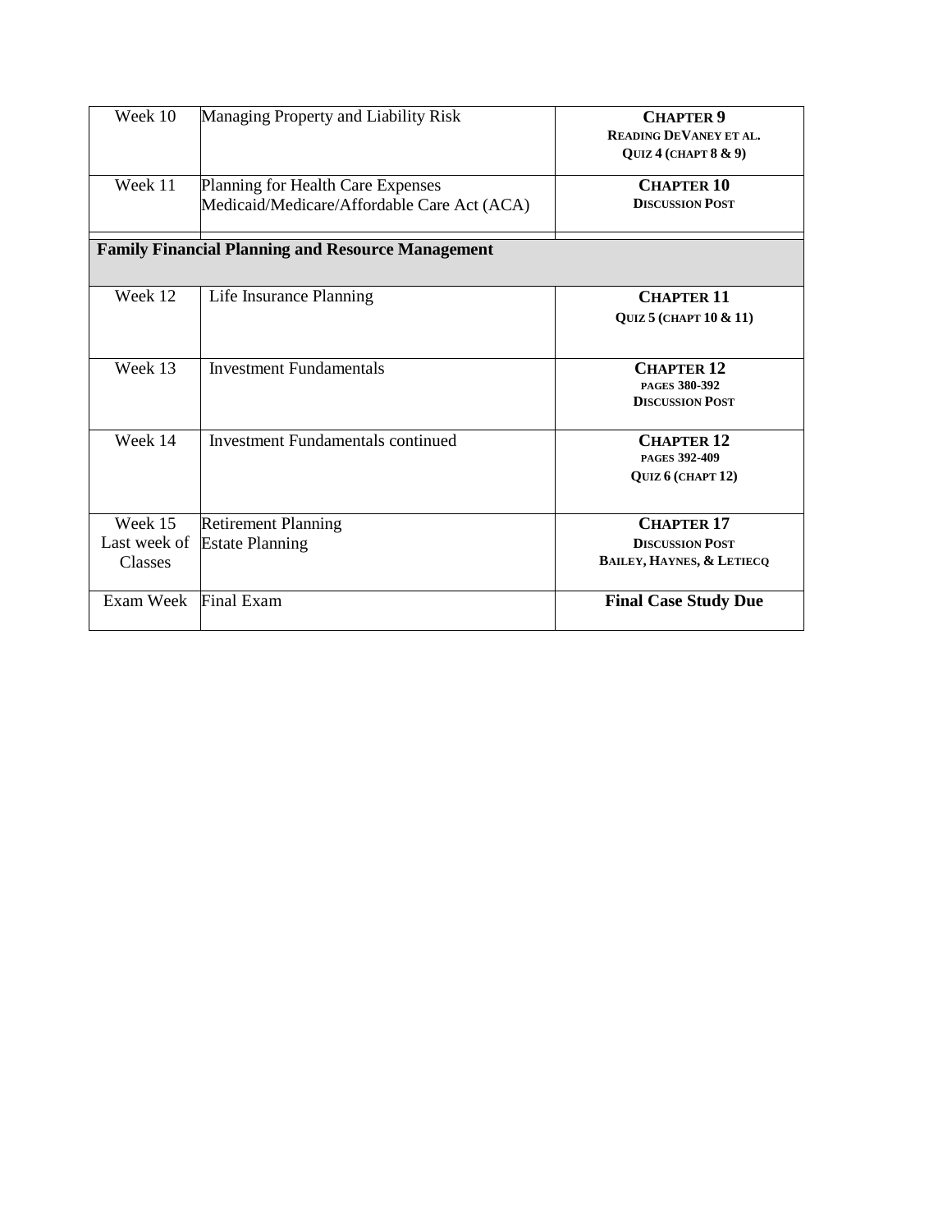| Week 10 | Managing Property and Liability Risk | **CHAPTER 9**<br>**READING DEVANEY ET AL.**<br>**QUIZ 4 (CHAPT 8 & 9)** |
|---|---|---|
| Week 11 | Planning for Health Care Expenses<br>Medicaid/Medicare/Affordable Care Act (ACA) | **CHAPTER 10**<br>**DISCUSSION POST** |
| **Family Financial Planning and Resource Management** | | |
| Week 12 | Life Insurance Planning | **CHAPTER 11**<br>**QUIZ 5 (CHAPT 10 & 11)** |
| Week 13 | Investment Fundamentals | **CHAPTER 12**<br>**PAGES 380-392**<br>**DISCUSSION POST** |
| Week 14 | Investment Fundamentals continued | **CHAPTER 12**<br>**PAGES 392-409**<br>**QUIZ 6 (CHAPT 12)** |
| Week 15<br>Last week of Classes | Retirement Planning<br>Estate Planning | **CHAPTER 17**<br>**DISCUSSION POST**<br>**BAILEY, HAYNES, & LETIECQ** |
| Exam Week | Final Exam | **Final Case Study Due** |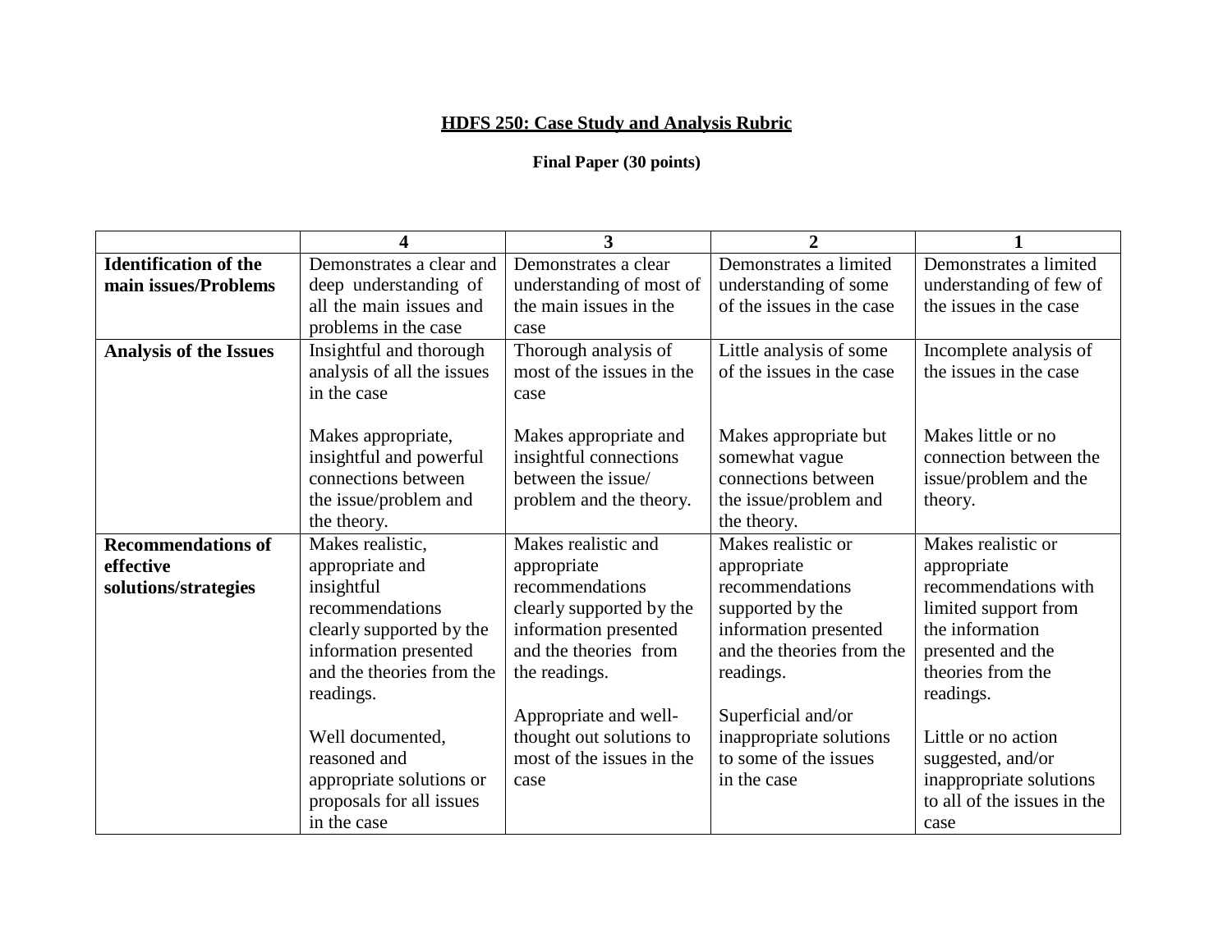## **HDFS 250: Case Study and Analysis Rubric**

**Final Paper (30 points)**

| | 4 | 3 | 2 | 1 |
|---|---|---|---|---|
| **Identification of the main issues/Problems** | Demonstrates a clear and deep understanding of all the main issues and problems in the case | Demonstrates a clear understanding of most of the main issues in the case | Demonstrates a limited understanding of some of the issues in the case | Demonstrates a limited understanding of few of the issues in the case |
| **Analysis of the Issues** | Insightful and thorough analysis of all the issues in the case<br><br>Makes appropriate, insightful and powerful connections between the issue/problem and the theory. | Thorough analysis of most of the issues in the case<br><br>Makes appropriate and insightful connections between the issue/ problem and the theory. | Little analysis of some of the issues in the case<br><br>Makes appropriate but somewhat vague connections between the issue/problem and the theory. | Incomplete analysis of the issues in the case<br><br>Makes little or no connection between the issue/problem and the theory. |
| **Recommendations of effective solutions/strategies** | Makes realistic, appropriate and insightful recommendations clearly supported by the information presented and the theories from the readings.<br><br>Well documented, reasoned and appropriate solutions or proposals for all issues in the case | Makes realistic and appropriate recommendations clearly supported by the information presented and the theories from the readings.<br><br>Appropriate and well-thought out solutions to most of the issues in the case | Makes realistic or appropriate recommendations supported by the information presented and the theories from the readings.<br><br>Superficial and/or inappropriate solutions to some of the issues in the case | Makes realistic or appropriate recommendations with limited support from the information presented and the theories from the readings.<br><br>Little or no action suggested, and/or inappropriate solutions to all of the issues in the case |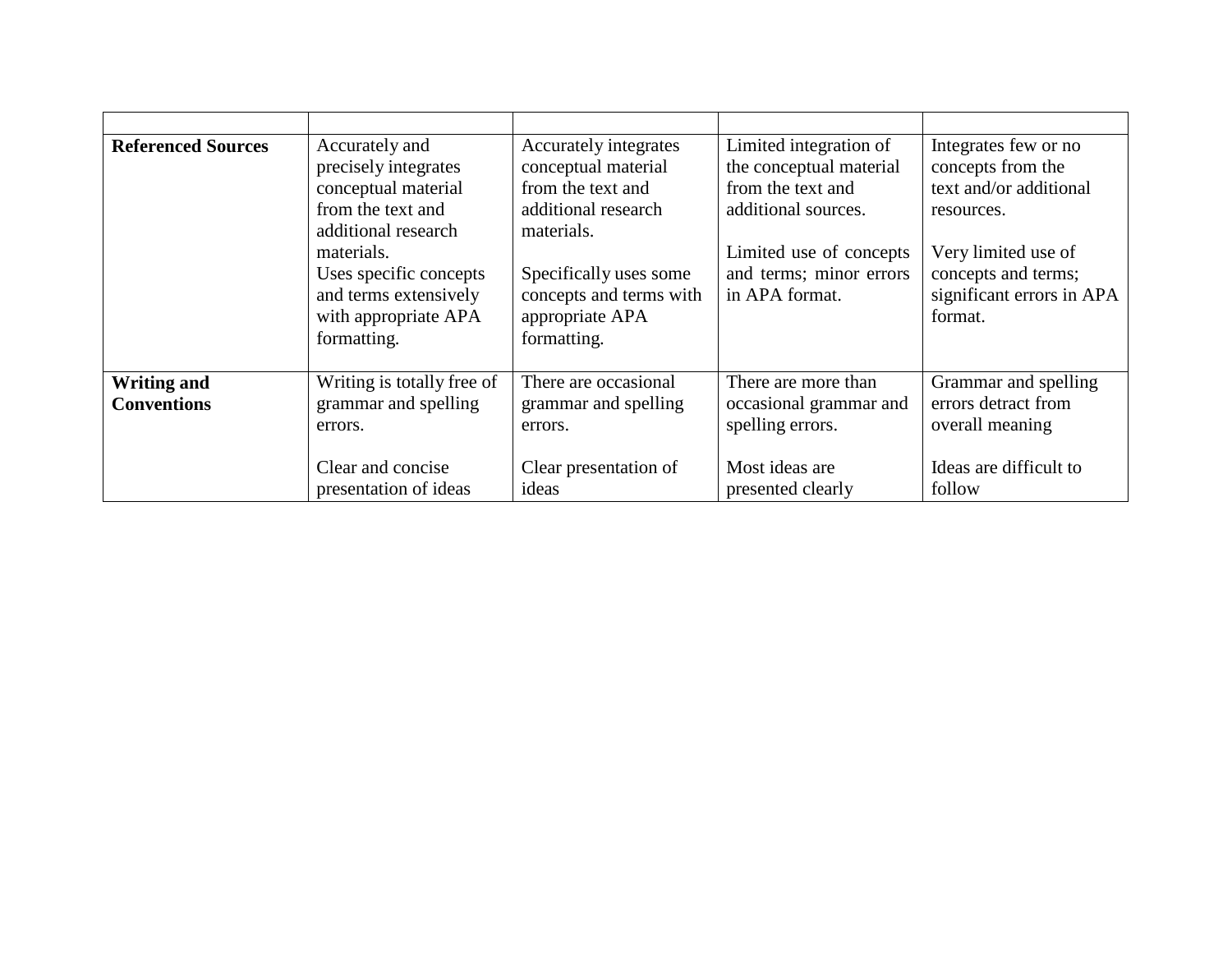| | | | | |
|---|---|---|---|---|
| **Referenced Sources** | Accurately and precisely integrates conceptual material from the text and additional research materials.<br>Uses specific concepts and terms extensively with appropriate APA formatting. | Accurately integrates conceptual material from the text and additional research materials.<br><br>Specifically uses some concepts and terms with appropriate APA formatting. | Limited integration of the conceptual material from the text and additional sources.<br><br>Limited use of concepts and terms; minor errors in APA format. | Integrates few or no concepts from the text and/or additional resources.<br><br>Very limited use of concepts and terms; significant errors in APA format. |
| **Writing and Conventions** | Writing is totally free of grammar and spelling errors.<br><br>Clear and concise presentation of ideas | There are occasional grammar and spelling errors.<br><br>Clear presentation of ideas | There are more than occasional grammar and spelling errors.<br><br>Most ideas are presented clearly | Grammar and spelling errors detract from overall meaning<br><br>Ideas are difficult to follow |